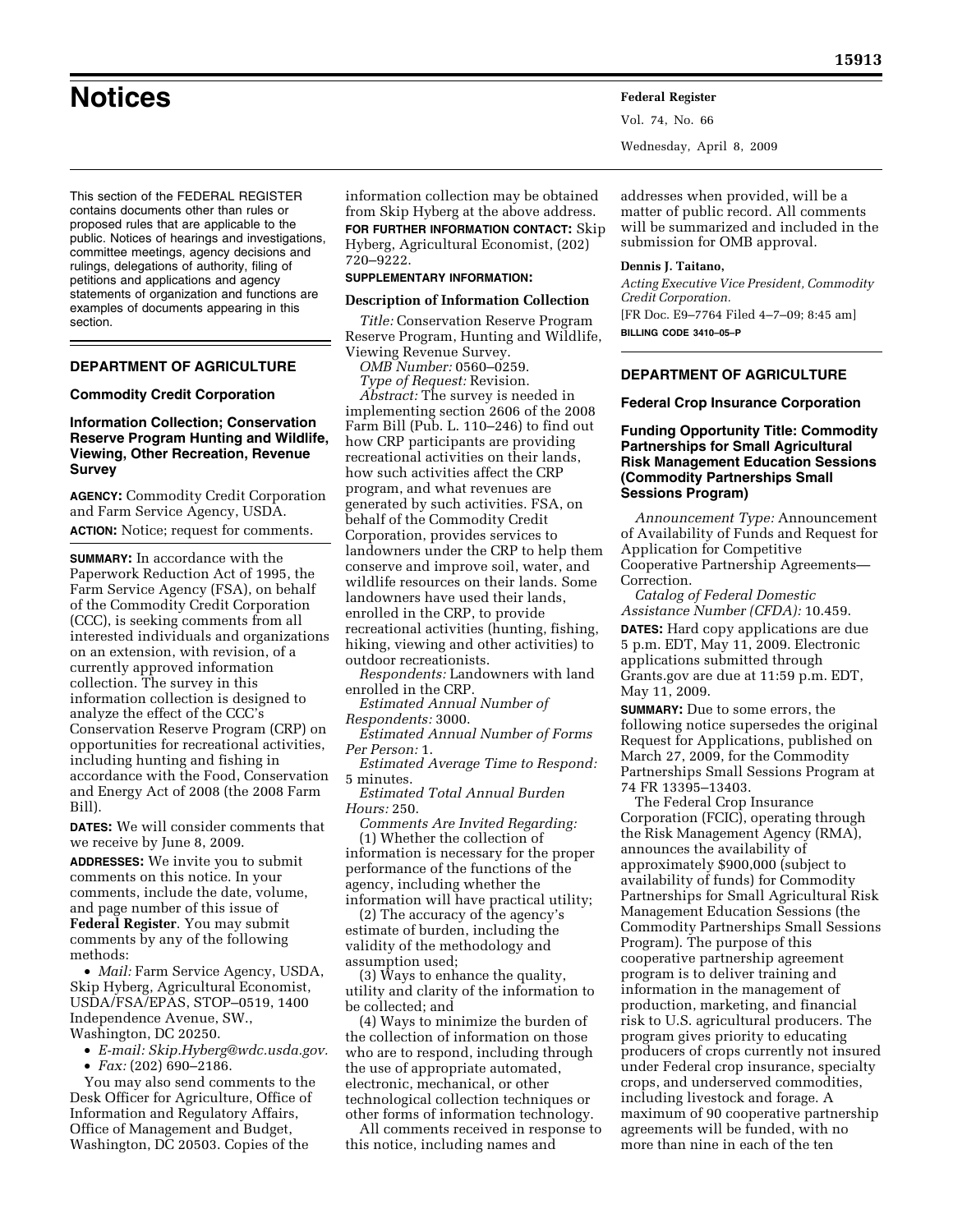# Notices

This section of the FEDERAL REGISTER contains documents other than rules or proposed rules that are applicable to the public. Notices of hearings and investigations, committee meetings, agency decisions and rulings, delegations of authority, filing of petitions and applications and agency statements of organization and functions are examples of documents appearing in this section.

## DEPARTMENT OF AGRICULTURE

### Commodity Credit Corporation

### Information Collection; Conservation Reserve Program Hunting and Wildlife, Viewing, Other Recreation, Revenue Survey

**AGENCY:** Commodity Credit Corporation and Farm Service Agency, USDA.

**ACTION:** Notice; request for comments.

**SUMMARY:** In accordance with the Paperwork Reduction Act of 1995, the Farm Service Agency (FSA), on behalf of the Commodity Credit Corporation (CCC), is seeking comments from all interested individuals and organizations on an extension, with revision, of a currently approved information collection. The survey in this information collection is designed to analyze the effect of the CCC's Conservation Reserve Program (CRP) on opportunities for recreational activities, including hunting and fishing in accordance with the Food, Conservation and Energy Act of 2008 (the 2008 Farm Bill).

**DATES:** We will consider comments that we receive by June 8, 2009.

**ADDRESSES:** We invite you to submit comments on this notice. In your comments, include the date, volume, and page number of this issue of **Federal Register**. You may submit comments by any of the following methods:

- *Mail:* Farm Service Agency, USDA, Skip Hyberg, Agricultural Economist, USDA/FSA/EPAS, STOP–0519, 1400 Independence Avenue, SW., Washington, DC 20250.
- *E-mail: Skip.Hyberg@wdc.usda.gov.*
- *Fax:* (202) 690–2186.

You may also send comments to the Desk Officer for Agriculture, Office of Information and Regulatory Affairs, Office of Management and Budget, Washington, DC 20503. Copies of the information collection may be obtained from Skip Hyberg at the above address.

**FOR FURTHER INFORMATION CONTACT:** Skip Hyberg, Agricultural Economist, (202) 720–9222.

**SUPPLEMENTARY INFORMATION:**

#### Description of Information Collection

*Title:* Conservation Reserve Program Reserve Program, Hunting and Wildlife, Viewing Revenue Survey.

*OMB Number:* 0560–0259.

*Type of Request:* Revision.

*Abstract:* The survey is needed in implementing section 2606 of the 2008 Farm Bill (Pub. L. 110–246) to find out how CRP participants are providing recreational activities on their lands, how such activities affect the CRP program, and what revenues are generated by such activities. FSA, on behalf of the Commodity Credit Corporation, provides services to landowners under the CRP to help them conserve and improve soil, water, and wildlife resources on their lands. Some landowners have used their lands, enrolled in the CRP, to provide recreational activities (hunting, fishing, hiking, viewing and other activities) to outdoor recreationists.

*Respondents:* Landowners with land enrolled in the CRP.

*Estimated Annual Number of Respondents:* 3000.

*Estimated Annual Number of Forms Per Person:* 1.

*Estimated Average Time to Respond:* 5 minutes.

*Estimated Total Annual Burden Hours:* 250.

*Comments Are Invited Regarding:*

(1) Whether the collection of information is necessary for the proper performance of the functions of the agency, including whether the information will have practical utility;

(2) The accuracy of the agency's estimate of burden, including the validity of the methodology and assumption used;

(3) Ways to enhance the quality, utility and clarity of the information to be collected; and

(4) Ways to minimize the burden of the collection of information on those who are to respond, including through the use of appropriate automated, electronic, mechanical, or other technological collection techniques or other forms of information technology.

All comments received in response to this notice, including names and addresses when provided, will be a matter of public record. All comments will be summarized and included in the submission for OMB approval.

**Dennis J. Taitano,**

*Acting Executive Vice President, Commodity Credit Corporation.*

[FR Doc. E9–7764 Filed 4–7–09; 8:45 am]

**BILLING CODE 3410–05–P**

## DEPARTMENT OF AGRICULTURE

### Federal Crop Insurance Corporation

### Funding Opportunity Title: Commodity Partnerships for Small Agricultural Risk Management Education Sessions (Commodity Partnerships Small Sessions Program)

*Announcement Type:* Announcement of Availability of Funds and Request for Application for Competitive Cooperative Partnership Agreements—Correction.

*Catalog of Federal Domestic Assistance Number (CFDA):* 10.459.

**DATES:** Hard copy applications are due 5 p.m. EDT, May 11, 2009. Electronic applications submitted through Grants.gov are due at 11:59 p.m. EDT, May 11, 2009.

**SUMMARY:** Due to some errors, the following notice supersedes the original Request for Applications, published on March 27, 2009, for the Commodity Partnerships Small Sessions Program at 74 FR 13395–13403.

The Federal Crop Insurance Corporation (FCIC), operating through the Risk Management Agency (RMA), announces the availability of approximately $900,000 (subject to availability of funds) for Commodity Partnerships for Small Agricultural Risk Management Education Sessions (the Commodity Partnerships Small Sessions Program). The purpose of this cooperative partnership agreement program is to deliver training and information in the management of production, marketing, and financial risk to U.S. agricultural producers. The program gives priority to educating producers of crops currently not insured under Federal crop insurance, specialty crops, and underserved commodities, including livestock and forage. A maximum of 90 cooperative partnership agreements will be funded, with no more than nine in each of the ten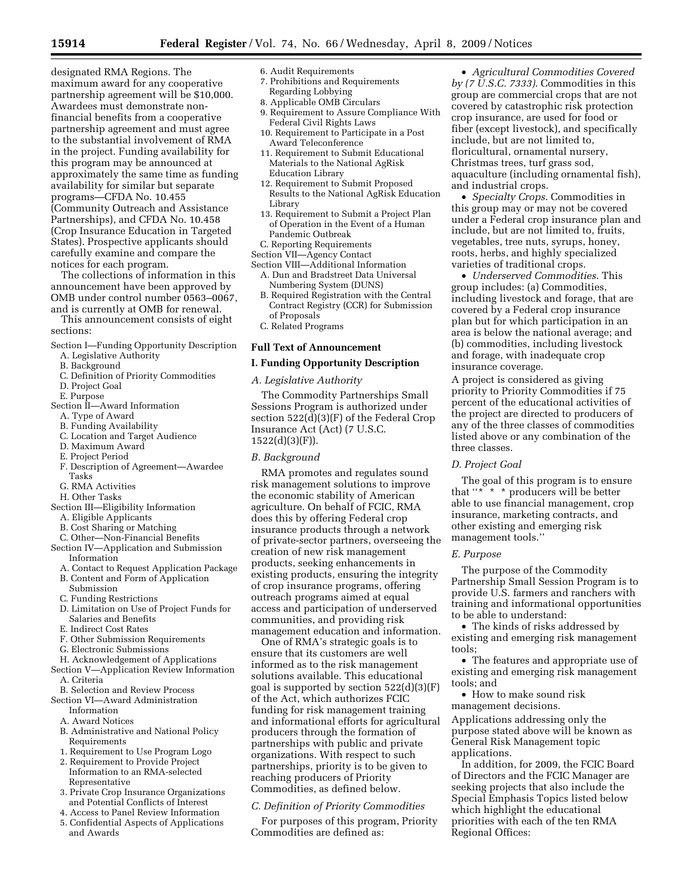designated RMA Regions. The maximum award for any cooperative partnership agreement will be $10,000. Awardees must demonstrate non-financial benefits from a cooperative partnership agreement and must agree to the substantial involvement of RMA in the project. Funding availability for this program may be announced at approximately the same time as funding availability for similar but separate programs—CFDA No. 10.455 (Community Outreach and Assistance Partnerships), and CFDA No. 10.458 (Crop Insurance Education in Targeted States). Prospective applicants should carefully examine and compare the notices for each program.

The collections of information in this announcement have been approved by OMB under control number 0563–0067, and is currently at OMB for renewal.

This announcement consists of eight sections:

Section I—Funding Opportunity Description
- A. Legislative Authority
- B. Background
- C. Definition of Priority Commodities
- D. Project Goal
- E. Purpose

Section II—Award Information
- A. Type of Award
- B. Funding Availability
- C. Location and Target Audience
- D. Maximum Award
- E. Project Period
- F. Description of Agreement—Awardee Tasks
- G. RMA Activities
- H. Other Tasks

Section III—Eligibility Information
- A. Eligible Applicants
- B. Cost Sharing or Matching
- C. Other—Non-Financial Benefits

Section IV—Application and Submission Information
- A. Contact to Request Application Package
- B. Content and Form of Application Submission
- C. Funding Restrictions
- D. Limitation on Use of Project Funds for Salaries and Benefits
- E. Indirect Cost Rates
- F. Other Submission Requirements
- G. Electronic Submissions
- H. Acknowledgement of Applications

Section V—Application Review Information
- A. Criteria
- B. Selection and Review Process

Section VI—Award Administration Information
- A. Award Notices
- B. Administrative and National Policy Requirements
  1. Requirement to Use Program Logo
  2. Requirement to Provide Project Information to an RMA-selected Representative
  3. Private Crop Insurance Organizations and Potential Conflicts of Interest
  4. Access to Panel Review Information
  5. Confidential Aspects of Applications and Awards
  6. Audit Requirements
  7. Prohibitions and Requirements Regarding Lobbying
  8. Applicable OMB Circulars
  9. Requirement to Assure Compliance With Federal Civil Rights Laws
  10. Requirement to Participate in a Post Award Teleconference
  11. Requirement to Submit Educational Materials to the National AgRisk Education Library
  12. Requirement to Submit Proposed Results to the National AgRisk Education Library
  13. Requirement to Submit a Project Plan of Operation in the Event of a Human Pandemic Outbreak
- C. Reporting Requirements

Section VII—Agency Contact

Section VIII—Additional Information
- A. Dun and Bradstreet Data Universal Numbering System (DUNS)
- B. Required Registration with the Central Contract Registry (CCR) for Submission of Proposals
- C. Related Programs

## Full Text of Announcement

## I. Funding Opportunity Description

### *A. Legislative Authority*

The Commodity Partnerships Small Sessions Program is authorized under section 522(d)(3)(F) of the Federal Crop Insurance Act (Act) (7 U.S.C. 1522(d)(3)(F)).

### *B. Background*

RMA promotes and regulates sound risk management solutions to improve the economic stability of American agriculture. On behalf of FCIC, RMA does this by offering Federal crop insurance products through a network of private-sector partners, overseeing the creation of new risk management products, seeking enhancements in existing products, ensuring the integrity of crop insurance programs, offering outreach programs aimed at equal access and participation of underserved communities, and providing risk management education and information.

One of RMA's strategic goals is to ensure that its customers are well informed as to the risk management solutions available. This educational goal is supported by section 522(d)(3)(F) of the Act, which authorizes FCIC funding for risk management training and informational efforts for agricultural producers through the formation of partnerships with public and private organizations. With respect to such partnerships, priority is to be given to reaching producers of Priority Commodities, as defined below.

### *C. Definition of Priority Commodities*

For purposes of this program, Priority Commodities are defined as:

- *Agricultural Commodities Covered by (7 U.S.C. 7333).* Commodities in this group are commercial crops that are not covered by catastrophic risk protection crop insurance, are used for food or fiber (except livestock), and specifically include, but are not limited to, floricultural, ornamental nursery, Christmas trees, turf grass sod, aquaculture (including ornamental fish), and industrial crops.
- *Specialty Crops.* Commodities in this group may or may not be covered under a Federal crop insurance plan and include, but are not limited to, fruits, vegetables, tree nuts, syrups, honey, roots, herbs, and highly specialized varieties of traditional crops.
- *Underserved Commodities.* This group includes: (a) Commodities, including livestock and forage, that are covered by a Federal crop insurance plan but for which participation in an area is below the national average; and (b) commodities, including livestock and forage, with inadequate crop insurance coverage.

A project is considered as giving priority to Priority Commodities if 75 percent of the educational activities of the project are directed to producers of any of the three classes of commodities listed above or any combination of the three classes.

### *D. Project Goal*

The goal of this program is to ensure that "* * * producers will be better able to use financial management, crop insurance, marketing contracts, and other existing and emerging risk management tools."

### *E. Purpose*

The purpose of the Commodity Partnership Small Session Program is to provide U.S. farmers and ranchers with training and informational opportunities to be able to understand:

- The kinds of risks addressed by existing and emerging risk management tools;
- The features and appropriate use of existing and emerging risk management tools; and
- How to make sound risk management decisions.

Applications addressing only the purpose stated above will be known as General Risk Management topic applications.

In addition, for 2009, the FCIC Board of Directors and the FCIC Manager are seeking projects that also include the Special Emphasis Topics listed below which highlight the educational priorities with each of the ten RMA Regional Offices: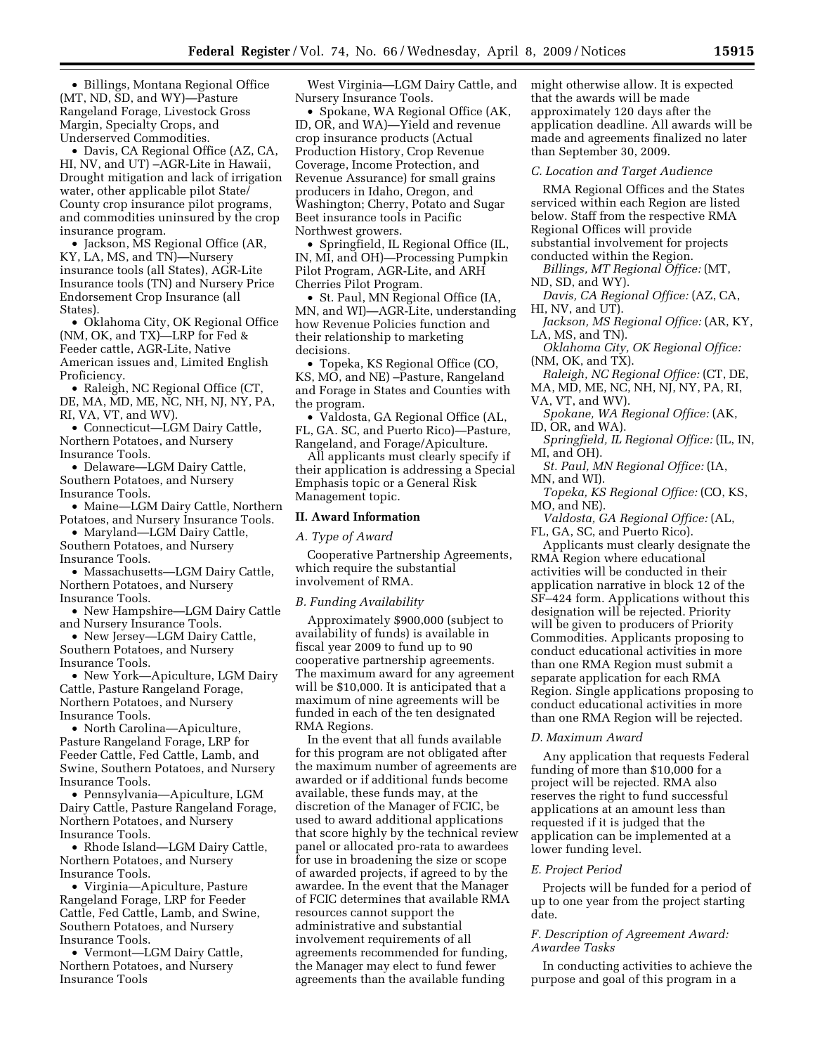- Billings, Montana Regional Office (MT, ND, SD, and WY)—Pasture Rangeland Forage, Livestock Gross Margin, Specialty Crops, and Underserved Commodities.
- Davis, CA Regional Office (AZ, CA, HI, NV, and UT) –AGR-Lite in Hawaii, Drought mitigation and lack of irrigation water, other applicable pilot State/County crop insurance pilot programs, and commodities uninsured by the crop insurance program.
- Jackson, MS Regional Office (AR, KY, LA, MS, and TN)—Nursery insurance tools (all States), AGR-Lite Insurance tools (TN) and Nursery Price Endorsement Crop Insurance (all States).
- Oklahoma City, OK Regional Office (NM, OK, and TX)—LRP for Fed & Feeder cattle, AGR-Lite, Native American issues and, Limited English Proficiency.
- Raleigh, NC Regional Office (CT, DE, MA, MD, ME, NC, NH, NJ, NY, PA, RI, VA, VT, and WV).
- Connecticut—LGM Dairy Cattle, Northern Potatoes, and Nursery Insurance Tools.
- Delaware—LGM Dairy Cattle, Southern Potatoes, and Nursery Insurance Tools.
- Maine—LGM Dairy Cattle, Northern Potatoes, and Nursery Insurance Tools.
- Maryland—LGM Dairy Cattle, Southern Potatoes, and Nursery Insurance Tools.
- Massachusetts—LGM Dairy Cattle, Northern Potatoes, and Nursery Insurance Tools.
- New Hampshire—LGM Dairy Cattle and Nursery Insurance Tools.
- New Jersey—LGM Dairy Cattle, Southern Potatoes, and Nursery Insurance Tools.
- New York—Apiculture, LGM Dairy Cattle, Pasture Rangeland Forage, Northern Potatoes, and Nursery Insurance Tools.
- North Carolina—Apiculture, Pasture Rangeland Forage, LRP for Feeder Cattle, Fed Cattle, Lamb, and Swine, Southern Potatoes, and Nursery Insurance Tools.
- Pennsylvania—Apiculture, LGM Dairy Cattle, Pasture Rangeland Forage, Northern Potatoes, and Nursery Insurance Tools.
- Rhode Island—LGM Dairy Cattle, Northern Potatoes, and Nursery Insurance Tools.
- Virginia—Apiculture, Pasture Rangeland Forage, LRP for Feeder Cattle, Fed Cattle, Lamb, and Swine, Southern Potatoes, and Nursery Insurance Tools.
- Vermont—LGM Dairy Cattle, Northern Potatoes, and Nursery Insurance Tools
- West Virginia—LGM Dairy Cattle, and Nursery Insurance Tools.
- Spokane, WA Regional Office (AK, ID, OR, and WA)—Yield and revenue crop insurance products (Actual Production History, Crop Revenue Coverage, Income Protection, and Revenue Assurance) for small grains producers in Idaho, Oregon, and Washington; Cherry, Potato and Sugar Beet insurance tools in Pacific Northwest growers.
- Springfield, IL Regional Office (IL, IN, MI, and OH)—Processing Pumpkin Pilot Program, AGR-Lite, and ARH Cherries Pilot Program.
- St. Paul, MN Regional Office (IA, MN, and WI)—AGR-Lite, understanding how Revenue Policies function and their relationship to marketing decisions.
- Topeka, KS Regional Office (CO, KS, MO, and NE) –Pasture, Rangeland and Forage in States and Counties with the program.
- Valdosta, GA Regional Office (AL, FL, GA. SC, and Puerto Rico)—Pasture, Rangeland, and Forage/Apiculture.

All applicants must clearly specify if their application is addressing a Special Emphasis topic or a General Risk Management topic.

## II. Award Information

### A. Type of Award

Cooperative Partnership Agreements, which require the substantial involvement of RMA.

### B. Funding Availability

Approximately $900,000 (subject to availability of funds) is available in fiscal year 2009 to fund up to 90 cooperative partnership agreements. The maximum award for any agreement will be $10,000. It is anticipated that a maximum of nine agreements will be funded in each of the ten designated RMA Regions.

In the event that all funds available for this program are not obligated after the maximum number of agreements are awarded or if additional funds become available, these funds may, at the discretion of the Manager of FCIC, be used to award additional applications that score highly by the technical review panel or allocated pro-rata to awardees for use in broadening the size or scope of awarded projects, if agreed to by the awardee. In the event that the Manager of FCIC determines that available RMA resources cannot support the administrative and substantial involvement requirements of all agreements recommended for funding, the Manager may elect to fund fewer agreements than the available funding might otherwise allow. It is expected that the awards will be made approximately 120 days after the application deadline. All awards will be made and agreements finalized no later than September 30, 2009.

### C. Location and Target Audience

RMA Regional Offices and the States serviced within each Region are listed below. Staff from the respective RMA Regional Offices will provide substantial involvement for projects conducted within the Region.

*Billings, MT Regional Office:* (MT, ND, SD, and WY).

*Davis, CA Regional Office:* (AZ, CA, HI, NV, and UT).

*Jackson, MS Regional Office:* (AR, KY, LA, MS, and TN).

*Oklahoma City, OK Regional Office:* (NM, OK, and TX).

*Raleigh, NC Regional Office:* (CT, DE, MA, MD, ME, NC, NH, NJ, NY, PA, RI, VA, VT, and WV).

*Spokane, WA Regional Office:* (AK, ID, OR, and WA).

*Springfield, IL Regional Office:* (IL, IN, MI, and OH).

*St. Paul, MN Regional Office:* (IA, MN, and WI).

*Topeka, KS Regional Office:* (CO, KS, MO, and NE).

*Valdosta, GA Regional Office:* (AL, FL, GA, SC, and Puerto Rico).

Applicants must clearly designate the RMA Region where educational activities will be conducted in their application narrative in block 12 of the SF–424 form. Applications without this designation will be rejected. Priority will be given to producers of Priority Commodities. Applicants proposing to conduct educational activities in more than one RMA Region must submit a separate application for each RMA Region. Single applications proposing to conduct educational activities in more than one RMA Region will be rejected.

### D. Maximum Award

Any application that requests Federal funding of more than $10,000 for a project will be rejected. RMA also reserves the right to fund successful applications at an amount less than requested if it is judged that the application can be implemented at a lower funding level.

### E. Project Period

Projects will be funded for a period of up to one year from the project starting date.

### F. Description of Agreement Award: Awardee Tasks

In conducting activities to achieve the purpose and goal of this program in a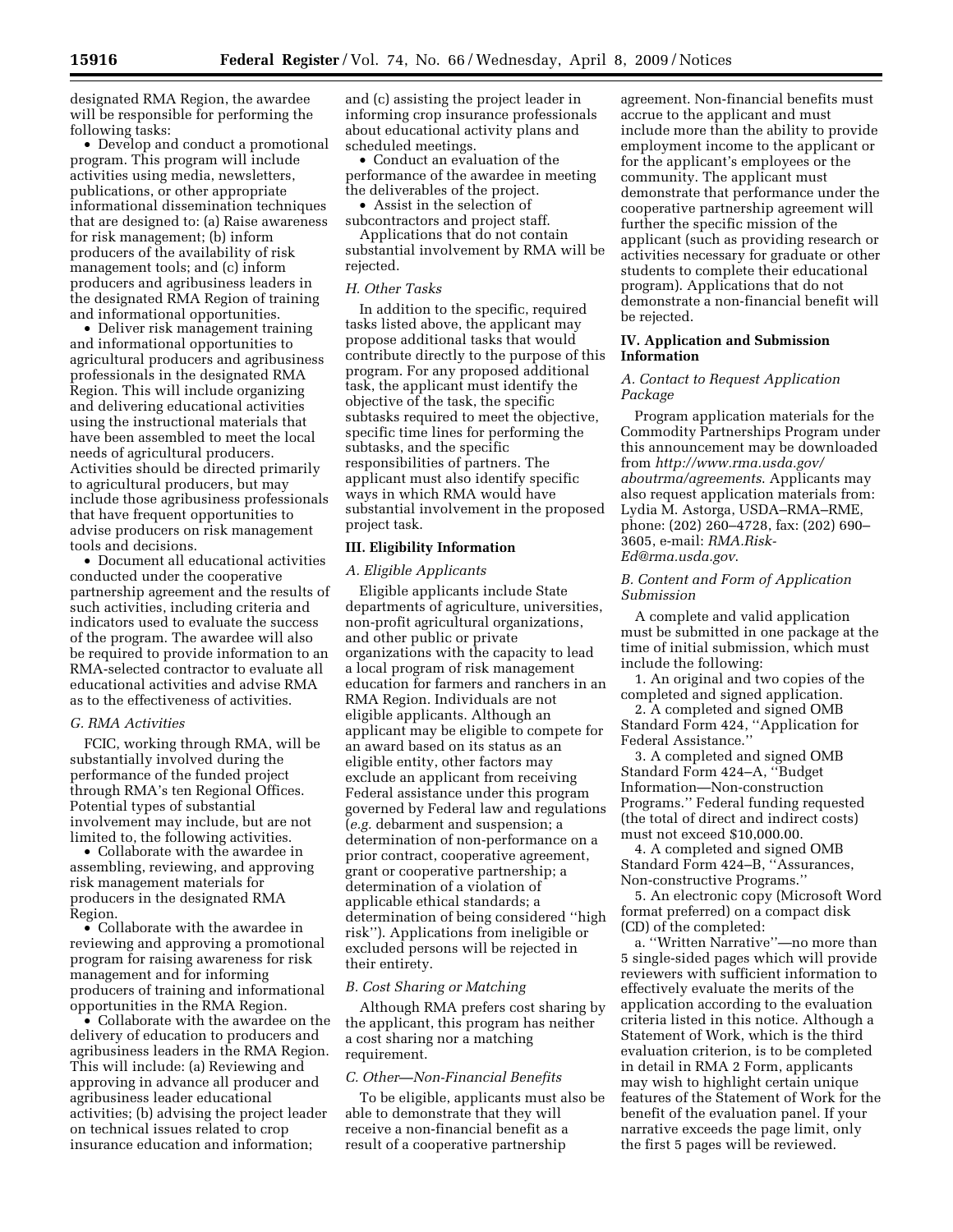designated RMA Region, the awardee will be responsible for performing the following tasks:

- Develop and conduct a promotional program. This program will include activities using media, newsletters, publications, or other appropriate informational dissemination techniques that are designed to: (a) Raise awareness for risk management; (b) inform producers of the availability of risk management tools; and (c) inform producers and agribusiness leaders in the designated RMA Region of training and informational opportunities.
- Deliver risk management training and informational opportunities to agricultural producers and agribusiness professionals in the designated RMA Region. This will include organizing and delivering educational activities using the instructional materials that have been assembled to meet the local needs of agricultural producers. Activities should be directed primarily to agricultural producers, but may include those agribusiness professionals that have frequent opportunities to advise producers on risk management tools and decisions.
- Document all educational activities conducted under the cooperative partnership agreement and the results of such activities, including criteria and indicators used to evaluate the success of the program. The awardee will also be required to provide information to an RMA-selected contractor to evaluate all educational activities and advise RMA as to the effectiveness of activities.

### G. RMA Activities

FCIC, working through RMA, will be substantially involved during the performance of the funded project through RMA's ten Regional Offices. Potential types of substantial involvement may include, but are not limited to, the following activities.

- Collaborate with the awardee in assembling, reviewing, and approving risk management materials for producers in the designated RMA Region.
- Collaborate with the awardee in reviewing and approving a promotional program for raising awareness for risk management and for informing producers of training and informational opportunities in the RMA Region.
- Collaborate with the awardee on the delivery of education to producers and agribusiness leaders in the RMA Region. This will include: (a) Reviewing and approving in advance all producer and agribusiness leader educational activities; (b) advising the project leader on technical issues related to crop insurance education and information; and (c) assisting the project leader in informing crop insurance professionals about educational activity plans and scheduled meetings.
- Conduct an evaluation of the performance of the awardee in meeting the deliverables of the project.
- Assist in the selection of subcontractors and project staff.

Applications that do not contain substantial involvement by RMA will be rejected.

### H. Other Tasks

In addition to the specific, required tasks listed above, the applicant may propose additional tasks that would contribute directly to the purpose of this program. For any proposed additional task, the applicant must identify the objective of the task, the specific subtasks required to meet the objective, specific time lines for performing the subtasks, and the specific responsibilities of partners. The applicant must also identify specific ways in which RMA would have substantial involvement in the proposed project task.

## III. Eligibility Information

### A. Eligible Applicants

Eligible applicants include State departments of agriculture, universities, non-profit agricultural organizations, and other public or private organizations with the capacity to lead a local program of risk management education for farmers and ranchers in an RMA Region. Individuals are not eligible applicants. Although an applicant may be eligible to compete for an award based on its status as an eligible entity, other factors may exclude an applicant from receiving Federal assistance under this program governed by Federal law and regulations (*e.g.* debarment and suspension; a determination of non-performance on a prior contract, cooperative agreement, grant or cooperative partnership; a determination of a violation of applicable ethical standards; a determination of being considered "high risk"). Applications from ineligible or excluded persons will be rejected in their entirety.

### B. Cost Sharing or Matching

Although RMA prefers cost sharing by the applicant, this program has neither a cost sharing nor a matching requirement.

### C. Other—Non-Financial Benefits

To be eligible, applicants must also be able to demonstrate that they will receive a non-financial benefit as a result of a cooperative partnership agreement. Non-financial benefits must accrue to the applicant and must include more than the ability to provide employment income to the applicant or for the applicant's employees or the community. The applicant must demonstrate that performance under the cooperative partnership agreement will further the specific mission of the applicant (such as providing research or activities necessary for graduate or other students to complete their educational program). Applications that do not demonstrate a non-financial benefit will be rejected.

## IV. Application and Submission Information

### A. Contact to Request Application Package

Program application materials for the Commodity Partnerships Program under this announcement may be downloaded from *http://www.rma.usda.gov/aboutrma/agreements*. Applicants may also request application materials from: Lydia M. Astorga, USDA–RMA–RME, phone: (202) 260–4728, fax: (202) 690–3605, e-mail: *RMA.Risk-Ed@rma.usda.gov*.

### B. Content and Form of Application Submission

A complete and valid application must be submitted in one package at the time of initial submission, which must include the following:

1. An original and two copies of the completed and signed application.
2. A completed and signed OMB Standard Form 424, "Application for Federal Assistance."
3. A completed and signed OMB Standard Form 424–A, "Budget Information—Non-construction Programs." Federal funding requested (the total of direct and indirect costs) must not exceed $10,000.00.
4. A completed and signed OMB Standard Form 424–B, "Assurances, Non-constructive Programs."
5. An electronic copy (Microsoft Word format preferred) on a compact disk (CD) of the completed:

a. "Written Narrative"—no more than 5 single-sided pages which will provide reviewers with sufficient information to effectively evaluate the merits of the application according to the evaluation criteria listed in this notice. Although a Statement of Work, which is the third evaluation criterion, is to be completed in detail in RMA 2 Form, applicants may wish to highlight certain unique features of the Statement of Work for the benefit of the evaluation panel. If your narrative exceeds the page limit, only the first 5 pages will be reviewed.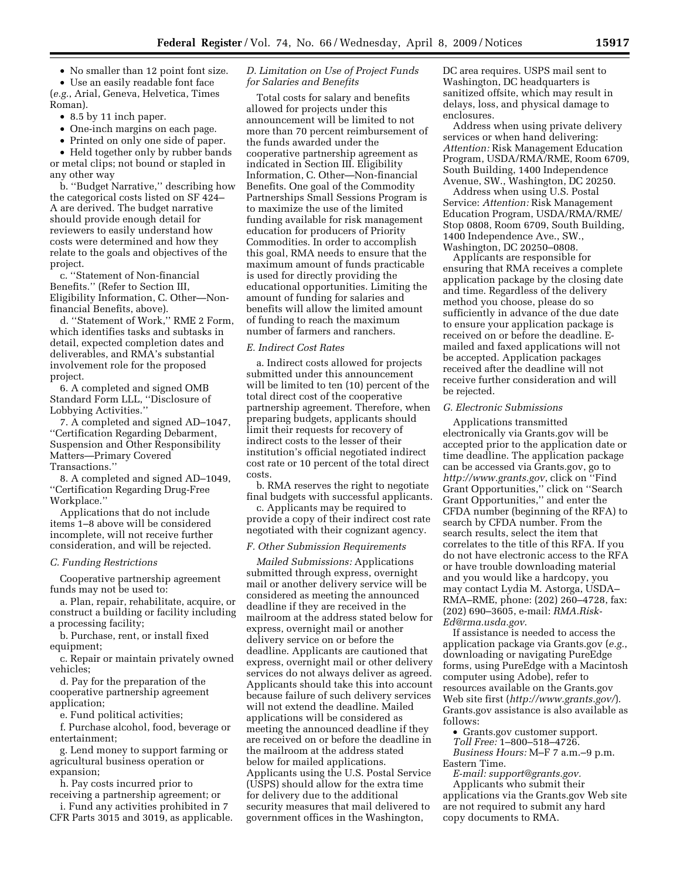- No smaller than 12 point font size.
- Use an easily readable font face (*e.g.*, Arial, Geneva, Helvetica, Times Roman).
- 8.5 by 11 inch paper.
- One-inch margins on each page.
- Printed on only one side of paper.
- Held together only by rubber bands or metal clips; not bound or stapled in any other way

b. ''Budget Narrative,'' describing how the categorical costs listed on SF 424–A are derived. The budget narrative should provide enough detail for reviewers to easily understand how costs were determined and how they relate to the goals and objectives of the project.

c. ''Statement of Non-financial Benefits.'' (Refer to Section III, Eligibility Information, C. Other—Non-financial Benefits, above).

d. ''Statement of Work,'' RME 2 Form, which identifies tasks and subtasks in detail, expected completion dates and deliverables, and RMA's substantial involvement role for the proposed project.

6. A completed and signed OMB Standard Form LLL, ''Disclosure of Lobbying Activities.''

7. A completed and signed AD–1047, ''Certification Regarding Debarment, Suspension and Other Responsibility Matters—Primary Covered Transactions.''

8. A completed and signed AD–1049, ''Certification Regarding Drug-Free Workplace.''

Applications that do not include items 1–8 above will be considered incomplete, will not receive further consideration, and will be rejected.

### C. Funding Restrictions

Cooperative partnership agreement funds may not be used to:

a. Plan, repair, rehabilitate, acquire, or construct a building or facility including a processing facility;

b. Purchase, rent, or install fixed equipment;

c. Repair or maintain privately owned vehicles;

d. Pay for the preparation of the cooperative partnership agreement application;

e. Fund political activities;

f. Purchase alcohol, food, beverage or entertainment;

g. Lend money to support farming or agricultural business operation or expansion;

h. Pay costs incurred prior to receiving a partnership agreement; or

i. Fund any activities prohibited in 7 CFR Parts 3015 and 3019, as applicable.

### D. Limitation on Use of Project Funds for Salaries and Benefits

Total costs for salary and benefits allowed for projects under this announcement will be limited to not more than 70 percent reimbursement of the funds awarded under the cooperative partnership agreement as indicated in Section III. Eligibility Information, C. Other—Non-financial Benefits. One goal of the Commodity Partnerships Small Sessions Program is to maximize the use of the limited funding available for risk management education for producers of Priority Commodities. In order to accomplish this goal, RMA needs to ensure that the maximum amount of funds practicable is used for directly providing the educational opportunities. Limiting the amount of funding for salaries and benefits will allow the limited amount of funding to reach the maximum number of farmers and ranchers.

### E. Indirect Cost Rates

a. Indirect costs allowed for projects submitted under this announcement will be limited to ten (10) percent of the total direct cost of the cooperative partnership agreement. Therefore, when preparing budgets, applicants should limit their requests for recovery of indirect costs to the lesser of their institution's official negotiated indirect cost rate or 10 percent of the total direct costs.

b. RMA reserves the right to negotiate final budgets with successful applicants.

c. Applicants may be required to provide a copy of their indirect cost rate negotiated with their cognizant agency.

### F. Other Submission Requirements

*Mailed Submissions:* Applications submitted through express, overnight mail or another delivery service will be considered as meeting the announced deadline if they are received in the mailroom at the address stated below for express, overnight mail or another delivery service on or before the deadline. Applicants are cautioned that express, overnight mail or other delivery services do not always deliver as agreed. Applicants should take this into account because failure of such delivery services will not extend the deadline. Mailed applications will be considered as meeting the announced deadline if they are received on or before the deadline in the mailroom at the address stated below for mailed applications. Applicants using the U.S. Postal Service (USPS) should allow for the extra time for delivery due to the additional security measures that mail delivered to government offices in the Washington, DC area requires. USPS mail sent to Washington, DC headquarters is sanitized offsite, which may result in delays, loss, and physical damage to enclosures.

Address when using private delivery services or when hand delivering: *Attention:* Risk Management Education Program, USDA/RMA/RME, Room 6709, South Building, 1400 Independence Avenue, SW., Washington, DC 20250.

Address when using U.S. Postal Service: *Attention:* Risk Management Education Program, USDA/RMA/RME/ Stop 0808, Room 6709, South Building, 1400 Independence Ave., SW., Washington, DC 20250–0808.

Applicants are responsible for ensuring that RMA receives a complete application package by the closing date and time. Regardless of the delivery method you choose, please do so sufficiently in advance of the due date to ensure your application package is received on or before the deadline. E-mailed and faxed applications will not be accepted. Application packages received after the deadline will not receive further consideration and will be rejected.

### G. Electronic Submissions

Applications transmitted electronically via Grants.gov will be accepted prior to the application date or time deadline. The application package can be accessed via Grants.gov, go to *http://www.grants.gov*, click on ''Find Grant Opportunities,'' click on ''Search Grant Opportunities,'' and enter the CFDA number (beginning of the RFA) to search by CFDA number. From the search results, select the item that correlates to the title of this RFA. If you do not have electronic access to the RFA or have trouble downloading material and you would like a hardcopy, you may contact Lydia M. Astorga, USDA–RMA–RME, phone: (202) 260–4728, fax: (202) 690–3605, e-mail: *RMA.Risk-Ed@rma.usda.gov*.

If assistance is needed to access the application package via Grants.gov (*e.g.*, downloading or navigating PureEdge forms, using PureEdge with a Macintosh computer using Adobe), refer to resources available on the Grants.gov Web site first (*http://www.grants.gov/*). Grants.gov assistance is also available as follows:

- Grants.gov customer support.

*Toll Free:* 1–800–518–4726.

*Business Hours:* M–F 7 a.m.–9 p.m. Eastern Time.

*E-mail: support@grants.gov.*

Applicants who submit their applications via the Grants.gov Web site are not required to submit any hard copy documents to RMA.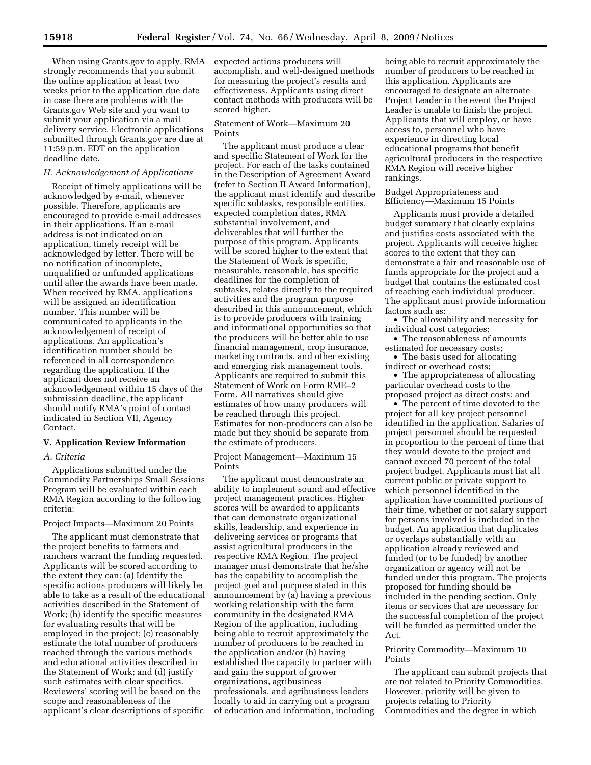When using Grants.gov to apply, RMA strongly recommends that you submit the online application at least two weeks prior to the application due date in case there are problems with the Grants.gov Web site and you want to submit your application via a mail delivery service. Electronic applications submitted through Grants.gov are due at 11:59 p.m. EDT on the application deadline date.

### *H. Acknowledgement of Applications*

Receipt of timely applications will be acknowledged by e-mail, whenever possible. Therefore, applicants are encouraged to provide e-mail addresses in their applications. If an e-mail address is not indicated on an application, timely receipt will be acknowledged by letter. There will be no notification of incomplete, unqualified or unfunded applications until after the awards have been made. When received by RMA, applications will be assigned an identification number. This number will be communicated to applicants in the acknowledgement of receipt of applications. An application's identification number should be referenced in all correspondence regarding the application. If the applicant does not receive an acknowledgement within 15 days of the submission deadline, the applicant should notify RMA's point of contact indicated in Section VII, Agency Contact.

## V. Application Review Information

### *A. Criteria*

Applications submitted under the Commodity Partnerships Small Sessions Program will be evaluated within each RMA Region according to the following criteria:

Project Impacts—Maximum 20 Points

The applicant must demonstrate that the project benefits to farmers and ranchers warrant the funding requested. Applicants will be scored according to the extent they can: (a) Identify the specific actions producers will likely be able to take as a result of the educational activities described in the Statement of Work; (b) identify the specific measures for evaluating results that will be employed in the project; (c) reasonably estimate the total number of producers reached through the various methods and educational activities described in the Statement of Work; and (d) justify such estimates with clear specifics. Reviewers' scoring will be based on the scope and reasonableness of the applicant's clear descriptions of specific expected actions producers will accomplish, and well-designed methods for measuring the project's results and effectiveness. Applicants using direct contact methods with producers will be scored higher.

Statement of Work—Maximum 20 Points

The applicant must produce a clear and specific Statement of Work for the project. For each of the tasks contained in the Description of Agreement Award (refer to Section II Award Information), the applicant must identify and describe specific subtasks, responsible entities, expected completion dates, RMA substantial involvement, and deliverables that will further the purpose of this program. Applicants will be scored higher to the extent that the Statement of Work is specific, measurable, reasonable, has specific deadlines for the completion of subtasks, relates directly to the required activities and the program purpose described in this announcement, which is to provide producers with training and informational opportunities so that the producers will be better able to use financial management, crop insurance, marketing contracts, and other existing and emerging risk management tools. Applicants are required to submit this Statement of Work on Form RME–2 Form. All narratives should give estimates of how many producers will be reached through this project. Estimates for non-producers can also be made but they should be separate from the estimate of producers.

Project Management—Maximum 15 Points

The applicant must demonstrate an ability to implement sound and effective project management practices. Higher scores will be awarded to applicants that can demonstrate organizational skills, leadership, and experience in delivering services or programs that assist agricultural producers in the respective RMA Region. The project manager must demonstrate that he/she has the capability to accomplish the project goal and purpose stated in this announcement by (a) having a previous working relationship with the farm community in the designated RMA Region of the application, including being able to recruit approximately the number of producers to be reached in the application and/or (b) having established the capacity to partner with and gain the support of grower organizations, agribusiness professionals, and agribusiness leaders locally to aid in carrying out a program of education and information, including being able to recruit approximately the number of producers to be reached in this application. Applicants are encouraged to designate an alternate Project Leader in the event the Project Leader is unable to finish the project. Applicants that will employ, or have access to, personnel who have experience in directing local educational programs that benefit agricultural producers in the respective RMA Region will receive higher rankings.

Budget Appropriateness and Efficiency—Maximum 15 Points

Applicants must provide a detailed budget summary that clearly explains and justifies costs associated with the project. Applicants will receive higher scores to the extent that they can demonstrate a fair and reasonable use of funds appropriate for the project and a budget that contains the estimated cost of reaching each individual producer. The applicant must provide information factors such as:

- The allowability and necessity for individual cost categories;
- The reasonableness of amounts estimated for necessary costs;
- The basis used for allocating indirect or overhead costs;
- The appropriateness of allocating particular overhead costs to the proposed project as direct costs; and
- The percent of time devoted to the project for all key project personnel identified in the application. Salaries of project personnel should be requested in proportion to the percent of time that they would devote to the project and cannot exceed 70 percent of the total project budget. Applicants must list all current public or private support to which personnel identified in the application have committed portions of their time, whether or not salary support for persons involved is included in the budget. An application that duplicates or overlaps substantially with an application already reviewed and funded (or to be funded) by another organization or agency will not be funded under this program. The projects proposed for funding should be included in the pending section. Only items or services that are necessary for the successful completion of the project will be funded as permitted under the Act.

Priority Commodity—Maximum 10 Points

The applicant can submit projects that are not related to Priority Commodities. However, priority will be given to projects relating to Priority Commodities and the degree in which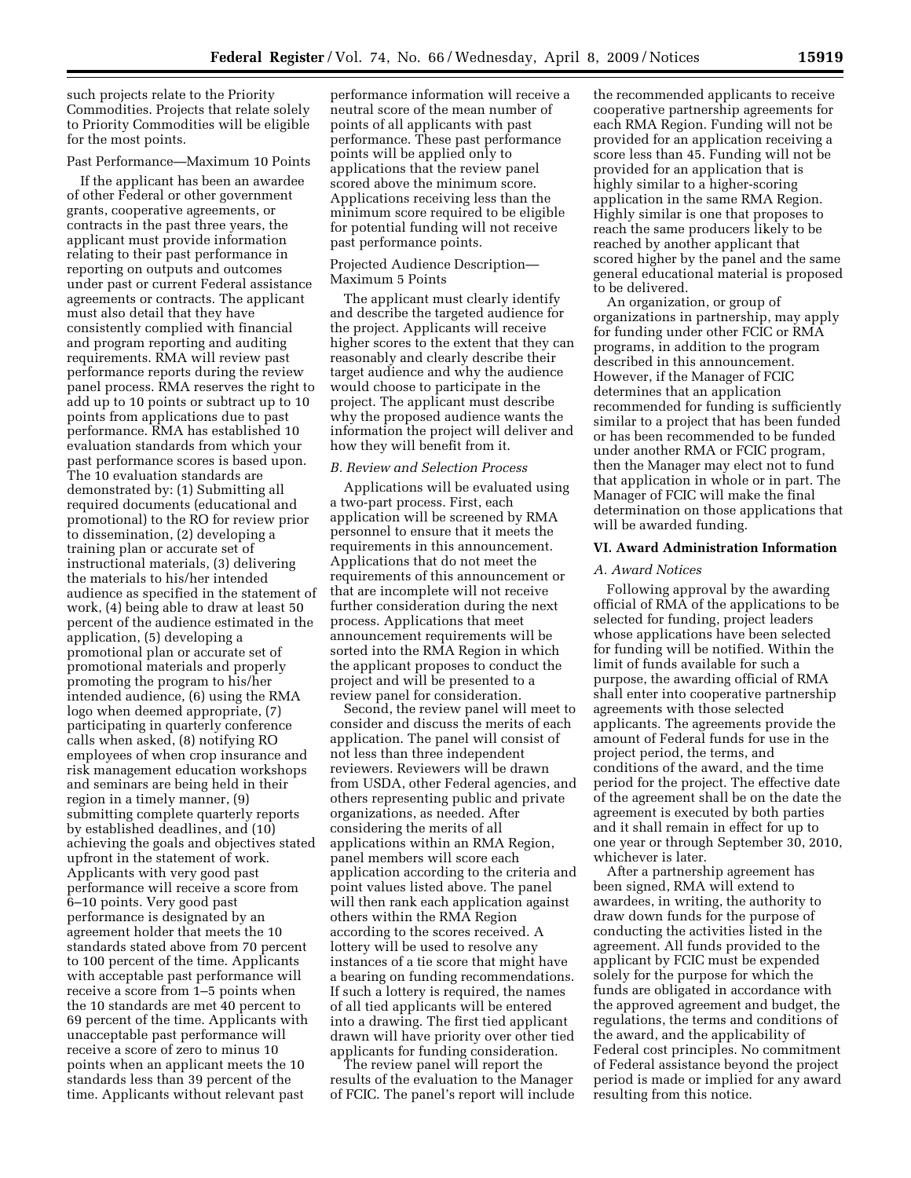such projects relate to the Priority Commodities. Projects that relate solely to Priority Commodities will be eligible for the most points.

Past Performance—Maximum 10 Points

If the applicant has been an awardee of other Federal or other government grants, cooperative agreements, or contracts in the past three years, the applicant must provide information relating to their past performance in reporting on outputs and outcomes under past or current Federal assistance agreements or contracts. The applicant must also detail that they have consistently complied with financial and program reporting and auditing requirements. RMA will review past performance reports during the review panel process. RMA reserves the right to add up to 10 points or subtract up to 10 points from applications due to past performance. RMA has established 10 evaluation standards from which your past performance scores is based upon. The 10 evaluation standards are demonstrated by: (1) Submitting all required documents (educational and promotional) to the RO for review prior to dissemination, (2) developing a training plan or accurate set of instructional materials, (3) delivering the materials to his/her intended audience as specified in the statement of work, (4) being able to draw at least 50 percent of the audience estimated in the application, (5) developing a promotional plan or accurate set of promotional materials and properly promoting the program to his/her intended audience, (6) using the RMA logo when deemed appropriate, (7) participating in quarterly conference calls when asked, (8) notifying RO employees of when crop insurance and risk management education workshops and seminars are being held in their region in a timely manner, (9) submitting complete quarterly reports by established deadlines, and (10) achieving the goals and objectives stated upfront in the statement of work. Applicants with very good past performance will receive a score from 6–10 points. Very good past performance is designated by an agreement holder that meets the 10 standards stated above from 70 percent to 100 percent of the time. Applicants with acceptable past performance will receive a score from 1–5 points when the 10 standards are met 40 percent to 69 percent of the time. Applicants with unacceptable past performance will receive a score of zero to minus 10 points when an applicant meets the 10 standards less than 39 percent of the time. Applicants without relevant past performance information will receive a neutral score of the mean number of points of all applicants with past performance. These past performance points will be applied only to applications that the review panel scored above the minimum score. Applications receiving less than the minimum score required to be eligible for potential funding will not receive past performance points.

Projected Audience Description—Maximum 5 Points

The applicant must clearly identify and describe the targeted audience for the project. Applicants will receive higher scores to the extent that they can reasonably and clearly describe their target audience and why the audience would choose to participate in the project. The applicant must describe why the proposed audience wants the information the project will deliver and how they will benefit from it.

*B. Review and Selection Process*

Applications will be evaluated using a two-part process. First, each application will be screened by RMA personnel to ensure that it meets the requirements in this announcement. Applications that do not meet the requirements of this announcement or that are incomplete will not receive further consideration during the next process. Applications that meet announcement requirements will be sorted into the RMA Region in which the applicant proposes to conduct the project and will be presented to a review panel for consideration.

Second, the review panel will meet to consider and discuss the merits of each application. The panel will consist of not less than three independent reviewers. Reviewers will be drawn from USDA, other Federal agencies, and others representing public and private organizations, as needed. After considering the merits of all applications within an RMA Region, panel members will score each application according to the criteria and point values listed above. The panel will then rank each application against others within the RMA Region according to the scores received. A lottery will be used to resolve any instances of a tie score that might have a bearing on funding recommendations. If such a lottery is required, the names of all tied applicants will be entered into a drawing. The first tied applicant drawn will have priority over other tied applicants for funding consideration.

The review panel will report the results of the evaluation to the Manager of FCIC. The panel's report will include the recommended applicants to receive cooperative partnership agreements for each RMA Region. Funding will not be provided for an application receiving a score less than 45. Funding will not be provided for an application that is highly similar to a higher-scoring application in the same RMA Region. Highly similar is one that proposes to reach the same producers likely to be reached by another applicant that scored higher by the panel and the same general educational material is proposed to be delivered.

An organization, or group of organizations in partnership, may apply for funding under other FCIC or RMA programs, in addition to the program described in this announcement. However, if the Manager of FCIC determines that an application recommended for funding is sufficiently similar to a project that has been funded or has been recommended to be funded under another RMA or FCIC program, then the Manager may elect not to fund that application in whole or in part. The Manager of FCIC will make the final determination on those applications that will be awarded funding.

## VI. Award Administration Information

*A. Award Notices*

Following approval by the awarding official of RMA of the applications to be selected for funding, project leaders whose applications have been selected for funding will be notified. Within the limit of funds available for such a purpose, the awarding official of RMA shall enter into cooperative partnership agreements with those selected applicants. The agreements provide the amount of Federal funds for use in the project period, the terms, and conditions of the award, and the time period for the project. The effective date of the agreement shall be on the date the agreement is executed by both parties and it shall remain in effect for up to one year or through September 30, 2010, whichever is later.

After a partnership agreement has been signed, RMA will extend to awardees, in writing, the authority to draw down funds for the purpose of conducting the activities listed in the agreement. All funds provided to the applicant by FCIC must be expended solely for the purpose for which the funds are obligated in accordance with the approved agreement and budget, the regulations, the terms and conditions of the award, and the applicability of Federal cost principles. No commitment of Federal assistance beyond the project period is made or implied for any award resulting from this notice.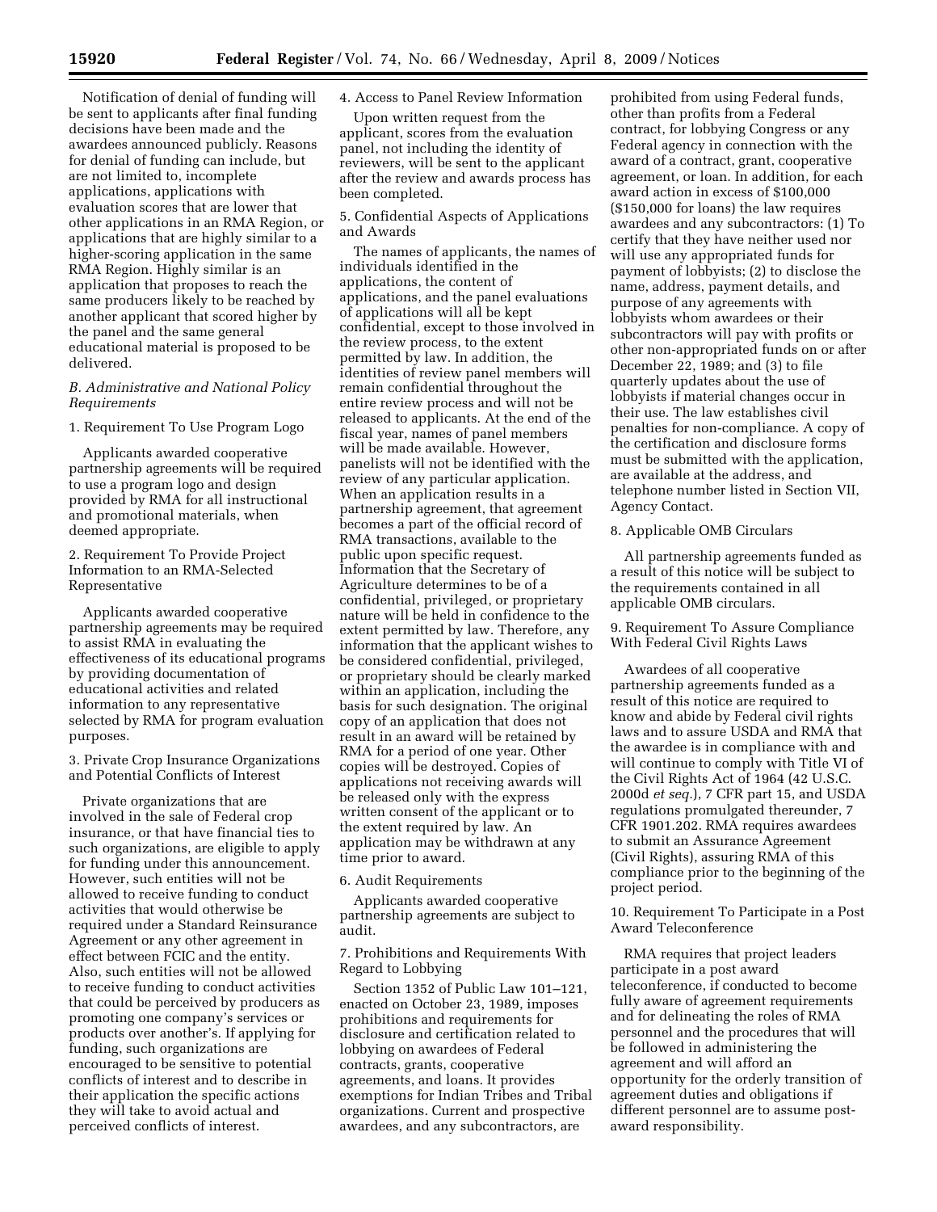Notification of denial of funding will be sent to applicants after final funding decisions have been made and the awardees announced publicly. Reasons for denial of funding can include, but are not limited to, incomplete applications, applications with evaluation scores that are lower that other applications in an RMA Region, or applications that are highly similar to a higher-scoring application in the same RMA Region. Highly similar is an application that proposes to reach the same producers likely to be reached by another applicant that scored higher by the panel and the same general educational material is proposed to be delivered.

*B. Administrative and National Policy Requirements*

1. Requirement To Use Program Logo

Applicants awarded cooperative partnership agreements will be required to use a program logo and design provided by RMA for all instructional and promotional materials, when deemed appropriate.

2. Requirement To Provide Project Information to an RMA-Selected Representative

Applicants awarded cooperative partnership agreements may be required to assist RMA in evaluating the effectiveness of its educational programs by providing documentation of educational activities and related information to any representative selected by RMA for program evaluation purposes.

3. Private Crop Insurance Organizations and Potential Conflicts of Interest

Private organizations that are involved in the sale of Federal crop insurance, or that have financial ties to such organizations, are eligible to apply for funding under this announcement. However, such entities will not be allowed to receive funding to conduct activities that would otherwise be required under a Standard Reinsurance Agreement or any other agreement in effect between FCIC and the entity. Also, such entities will not be allowed to receive funding to conduct activities that could be perceived by producers as promoting one company's services or products over another's. If applying for funding, such organizations are encouraged to be sensitive to potential conflicts of interest and to describe in their application the specific actions they will take to avoid actual and perceived conflicts of interest.

4. Access to Panel Review Information

Upon written request from the applicant, scores from the evaluation panel, not including the identity of reviewers, will be sent to the applicant after the review and awards process has been completed.

5. Confidential Aspects of Applications and Awards

The names of applicants, the names of individuals identified in the applications, the content of applications, and the panel evaluations of applications will all be kept confidential, except to those involved in the review process, to the extent permitted by law. In addition, the identities of review panel members will remain confidential throughout the entire review process and will not be released to applicants. At the end of the fiscal year, names of panel members will be made available. However, panelists will not be identified with the review of any particular application. When an application results in a partnership agreement, that agreement becomes a part of the official record of RMA transactions, available to the public upon specific request. Information that the Secretary of Agriculture determines to be of a confidential, privileged, or proprietary nature will be held in confidence to the extent permitted by law. Therefore, any information that the applicant wishes to be considered confidential, privileged, or proprietary should be clearly marked within an application, including the basis for such designation. The original copy of an application that does not result in an award will be retained by RMA for a period of one year. Other copies will be destroyed. Copies of applications not receiving awards will be released only with the express written consent of the applicant or to the extent required by law. An application may be withdrawn at any time prior to award.

6. Audit Requirements

Applicants awarded cooperative partnership agreements are subject to audit.

7. Prohibitions and Requirements With Regard to Lobbying

Section 1352 of Public Law 101–121, enacted on October 23, 1989, imposes prohibitions and requirements for disclosure and certification related to lobbying on awardees of Federal contracts, grants, cooperative agreements, and loans. It provides exemptions for Indian Tribes and Tribal organizations. Current and prospective awardees, and any subcontractors, are prohibited from using Federal funds, other than profits from a Federal contract, for lobbying Congress or any Federal agency in connection with the award of a contract, grant, cooperative agreement, or loan. In addition, for each award action in excess of $100,000 ($150,000 for loans) the law requires awardees and any subcontractors: (1) To certify that they have neither used nor will use any appropriated funds for payment of lobbyists; (2) to disclose the name, address, payment details, and purpose of any agreements with lobbyists whom awardees or their subcontractors will pay with profits or other non-appropriated funds on or after December 22, 1989; and (3) to file quarterly updates about the use of lobbyists if material changes occur in their use. The law establishes civil penalties for non-compliance. A copy of the certification and disclosure forms must be submitted with the application, are available at the address, and telephone number listed in Section VII, Agency Contact.

8. Applicable OMB Circulars

All partnership agreements funded as a result of this notice will be subject to the requirements contained in all applicable OMB circulars.

9. Requirement To Assure Compliance With Federal Civil Rights Laws

Awardees of all cooperative partnership agreements funded as a result of this notice are required to know and abide by Federal civil rights laws and to assure USDA and RMA that the awardee is in compliance with and will continue to comply with Title VI of the Civil Rights Act of 1964 (42 U.S.C. 2000d *et seq.*), 7 CFR part 15, and USDA regulations promulgated thereunder, 7 CFR 1901.202. RMA requires awardees to submit an Assurance Agreement (Civil Rights), assuring RMA of this compliance prior to the beginning of the project period.

10. Requirement To Participate in a Post Award Teleconference

RMA requires that project leaders participate in a post award teleconference, if conducted to become fully aware of agreement requirements and for delineating the roles of RMA personnel and the procedures that will be followed in administering the agreement and will afford an opportunity for the orderly transition of agreement duties and obligations if different personnel are to assume post-award responsibility.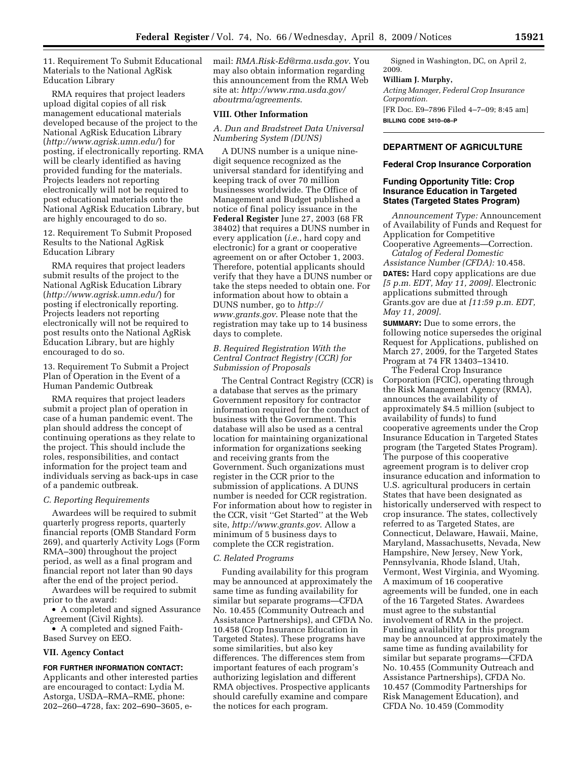11. Requirement To Submit Educational Materials to the National AgRisk Education Library

RMA requires that project leaders upload digital copies of all risk management educational materials developed because of the project to the National AgRisk Education Library (*http://www.agrisk.umn.edu/*) for posting, if electronically reporting. RMA will be clearly identified as having provided funding for the materials. Projects leaders not reporting electronically will not be required to post educational materials onto the National AgRisk Education Library, but are highly encouraged to do so.

12. Requirement To Submit Proposed Results to the National AgRisk Education Library

RMA requires that project leaders submit results of the project to the National AgRisk Education Library (*http://www.agrisk.umn.edu/*) for posting if electronically reporting. Projects leaders not reporting electronically will not be required to post results onto the National AgRisk Education Library, but are highly encouraged to do so.

13. Requirement To Submit a Project Plan of Operation in the Event of a Human Pandemic Outbreak

RMA requires that project leaders submit a project plan of operation in case of a human pandemic event. The plan should address the concept of continuing operations as they relate to the project. This should include the roles, responsibilities, and contact information for the project team and individuals serving as back-ups in case of a pandemic outbreak.

*C. Reporting Requirements*

Awardees will be required to submit quarterly progress reports, quarterly financial reports (OMB Standard Form 269), and quarterly Activity Logs (Form RMA–300) throughout the project period, as well as a final program and financial report not later than 90 days after the end of the project period.

Awardees will be required to submit prior to the award:

• A completed and signed Assurance Agreement (Civil Rights).

• A completed and signed Faith-Based Survey on EEO.

## VII. Agency Contact

**FOR FURTHER INFORMATION CONTACT:** Applicants and other interested parties are encouraged to contact: Lydia M. Astorga, USDA–RMA–RME, phone: 202–260–4728, fax: 202–690–3605, e-mail: *RMA.Risk-Ed@rma.usda.gov*. You may also obtain information regarding this announcement from the RMA Web site at: *http://www.rma.usda.gov/aboutrma/agreements*.

## VIII. Other Information

*A. Dun and Bradstreet Data Universal Numbering System (DUNS)*

A DUNS number is a unique nine-digit sequence recognized as the universal standard for identifying and keeping track of over 70 million businesses worldwide. The Office of Management and Budget published a notice of final policy issuance in the **Federal Register** June 27, 2003 (68 FR 38402) that requires a DUNS number in every application (*i.e.*, hard copy and electronic) for a grant or cooperative agreement on or after October 1, 2003. Therefore, potential applicants should verify that they have a DUNS number or take the steps needed to obtain one. For information about how to obtain a DUNS number, go to *http://www.grants.gov*. Please note that the registration may take up to 14 business days to complete.

*B. Required Registration With the Central Contract Registry (CCR) for Submission of Proposals*

The Central Contract Registry (CCR) is a database that serves as the primary Government repository for contractor information required for the conduct of business with the Government. This database will also be used as a central location for maintaining organizational information for organizations seeking and receiving grants from the Government. Such organizations must register in the CCR prior to the submission of applications. A DUNS number is needed for CCR registration. For information about how to register in the CCR, visit ''Get Started'' at the Web site, *http://www.grants.gov*. Allow a minimum of 5 business days to complete the CCR registration.

*C. Related Programs*

Funding availability for this program may be announced at approximately the same time as funding availability for similar but separate programs—CFDA No. 10.455 (Community Outreach and Assistance Partnerships), and CFDA No. 10.458 (Crop Insurance Education in Targeted States). These programs have some similarities, but also key differences. The differences stem from important features of each program's authorizing legislation and different RMA objectives. Prospective applicants should carefully examine and compare the notices for each program.

Signed in Washington, DC, on April 2, 2009.

**William J. Murphy,**

*Acting Manager, Federal Crop Insurance Corporation.*

[FR Doc. E9–7896 Filed 4–7–09; 8:45 am]

**BILLING CODE 3410–08–P**

---

**DEPARTMENT OF AGRICULTURE**

**Federal Crop Insurance Corporation**

## Funding Opportunity Title: Crop Insurance Education in Targeted States (Targeted States Program)

*Announcement Type:* Announcement of Availability of Funds and Request for Application for Competitive Cooperative Agreements—Correction.

*Catalog of Federal Domestic Assistance Number (CFDA):* 10.458.

**DATES:** Hard copy applications are due *[5 p.m. EDT, May 11, 2009]*. Electronic applications submitted through Grants.gov are due at *[11:59 p.m. EDT, May 11, 2009]*.

**SUMMARY:** Due to some errors, the following notice supersedes the original Request for Applications, published on March 27, 2009, for the Targeted States Program at 74 FR 13403–13410.

The Federal Crop Insurance Corporation (FCIC), operating through the Risk Management Agency (RMA), announces the availability of approximately $4.5 million (subject to availability of funds) to fund cooperative agreements under the Crop Insurance Education in Targeted States program (the Targeted States Program). The purpose of this cooperative agreement program is to deliver crop insurance education and information to U.S. agricultural producers in certain States that have been designated as historically underserved with respect to crop insurance. The states, collectively referred to as Targeted States, are Connecticut, Delaware, Hawaii, Maine, Maryland, Massachusetts, Nevada, New Hampshire, New Jersey, New York, Pennsylvania, Rhode Island, Utah, Vermont, West Virginia, and Wyoming. A maximum of 16 cooperative agreements will be funded, one in each of the 16 Targeted States. Awardees must agree to the substantial involvement of RMA in the project. Funding availability for this program may be announced at approximately the same time as funding availability for similar but separate programs—CFDA No. 10.455 (Community Outreach and Assistance Partnerships), CFDA No. 10.457 (Commodity Partnerships for Risk Management Education), and CFDA No. 10.459 (Commodity